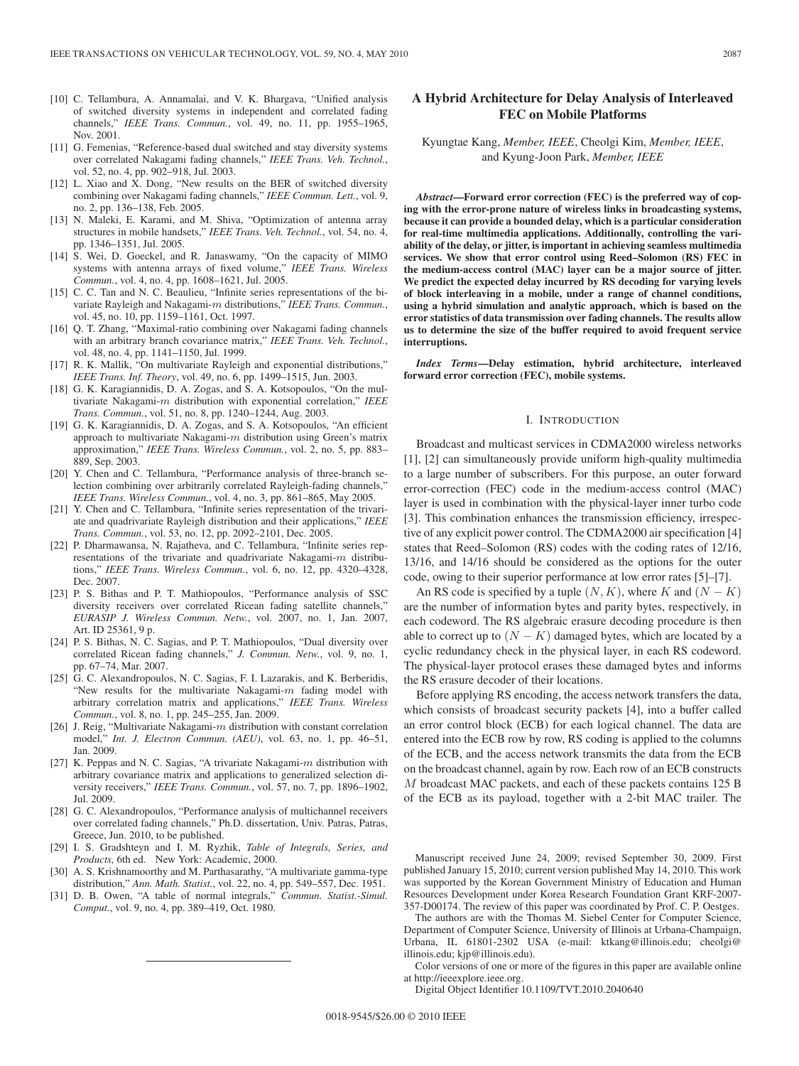[10] C. Tellambura, A. Annamalai, and V. K. Bhargava, "Unified analysis of switched diversity systems in independent and correlated fading channels," *IEEE Trans. Commun.*, vol. 49, no. 11, pp. 1955–1965, Nov. 2001.

[11] G. Femenias, "Reference-based dual switched and stay diversity systems over correlated Nakagami fading channels," *IEEE Trans. Veh. Technol.*, vol. 52, no. 4, pp. 902–918, Jul. 2003.

[12] L. Xiao and X. Dong, "New results on the BER of switched diversity combining over Nakagami fading channels," *IEEE Commun. Lett.*, vol. 9, no. 2, pp. 136–138, Feb. 2005.

[13] N. Maleki, E. Karami, and M. Shiva, "Optimization of antenna array structures in mobile handsets," *IEEE Trans. Veh. Technol.*, vol. 54, no. 4, pp. 1346–1351, Jul. 2005.

[14] S. Wei, D. Goeckel, and R. Janaswamy, "On the capacity of MIMO systems with antenna arrays of fixed volume," *IEEE Trans. Wireless Commun.*, vol. 4, no. 4, pp. 1608–1621, Jul. 2005.

[15] C. C. Tan and N. C. Beaulieu, "Infinite series representations of the bivariate Rayleigh and Nakagami-$m$ distributions," *IEEE Trans. Commun.*, vol. 45, no. 10, pp. 1159–1161, Oct. 1997.

[16] Q. T. Zhang, "Maximal-ratio combining over Nakagami fading channels with an arbitrary branch covariance matrix," *IEEE Trans. Veh. Technol.*, vol. 48, no. 4, pp. 1141–1150, Jul. 1999.

[17] R. K. Mallik, "On multivariate Rayleigh and exponential distributions," *IEEE Trans. Inf. Theory*, vol. 49, no. 6, pp. 1499–1515, Jun. 2003.

[18] G. K. Karagiannidis, D. A. Zogas, and S. A. Kotsopoulos, "On the multivariate Nakagami-$m$ distribution with exponential correlation," *IEEE Trans. Commun.*, vol. 51, no. 8, pp. 1240–1244, Aug. 2003.

[19] G. K. Karagiannidis, D. A. Zogas, and S. A. Kotsopoulos, "An efficient approach to multivariate Nakagami-$m$ distribution using Green's matrix approximation," *IEEE Trans. Wireless Commun.*, vol. 2, no. 5, pp. 883–889, Sep. 2003.

[20] Y. Chen and C. Tellambura, "Performance analysis of three-branch selection combining over arbitrarily correlated Rayleigh-fading channels," *IEEE Trans. Wireless Commun.*, vol. 4, no. 3, pp. 861–865, May 2005.

[21] Y. Chen and C. Tellambura, "Infinite series representation of the trivariate and quadrivariate Rayleigh distribution and their applications," *IEEE Trans. Commun.*, vol. 53, no. 12, pp. 2092–2101, Dec. 2005.

[22] P. Dharmawansa, N. Rajatheva, and C. Tellambura, "Infinite series representations of the trivariate and quadrivariate Nakagami-$m$ distributions," *IEEE Trans. Wireless Commun.*, vol. 6, no. 12, pp. 4320–4328, Dec. 2007.

[23] P. S. Bithas and P. T. Mathiopoulos, "Performance analysis of SSC diversity receivers over correlated Ricean fading satellite channels," *EURASIP J. Wireless Commun. Netw.*, vol. 2007, no. 1, Jan. 2007, Art. ID 25361, 9 p.

[24] P. S. Bithas, N. C. Sagias, and P. T. Mathiopoulos, "Dual diversity over correlated Ricean fading channels," *J. Commun. Netw.*, vol. 9, no. 1, pp. 67–74, Mar. 2007.

[25] G. C. Alexandropoulos, N. C. Sagias, F. I. Lazarakis, and K. Berberidis, "New results for the multivariate Nakagami-$m$ fading model with arbitrary correlation matrix and applications," *IEEE Trans. Wireless Commun.*, vol. 8, no. 1, pp. 245–255, Jan. 2009.

[26] J. Reig, "Multivariate Nakagami-$m$ distribution with constant correlation model," *Int. J. Electron Commun. (AEU)*, vol. 63, no. 1, pp. 46–51, Jan. 2009.

[27] K. Peppas and N. C. Sagias, "A trivariate Nakagami-$m$ distribution with arbitrary covariance matrix and applications to generalized selection diversity receivers," *IEEE Trans. Commun.*, vol. 57, no. 7, pp. 1896–1902, Jul. 2009.

[28] G. C. Alexandropoulos, "Performance analysis of multichannel receivers over correlated fading channels," Ph.D. dissertation, Univ. Patras, Patras, Greece, Jun. 2010, to be published.

[29] I. S. Gradshteyn and I. M. Ryzhik, *Table of Integrals, Series, and Products,* 6th ed. New York: Academic, 2000.

[30] A. S. Krishnamoorthy and M. Parthasarathy, "A multivariate gamma-type distribution," *Ann. Math. Statist.*, vol. 22, no. 4, pp. 549–557, Dec. 1951.

[31] D. B. Owen, "A table of normal integrals," *Commun. Statist.-Simul. Comput.*, vol. 9, no. 4, pp. 389–419, Oct. 1980.

---

# A Hybrid Architecture for Delay Analysis of Interleaved FEC on Mobile Platforms

Kyungtae Kang, *Member, IEEE*, Cheolgi Kim, *Member, IEEE*, and Kyung-Joon Park, *Member, IEEE*

***Abstract*—Forward error correction (FEC) is the preferred way of coping with the error-prone nature of wireless links in broadcasting systems, because it can provide a bounded delay, which is a particular consideration for real-time multimedia applications. Additionally, controlling the variability of the delay, or jitter, is important in achieving seamless multimedia services. We show that error control using Reed–Solomon (RS) FEC in the medium-access control (MAC) layer can be a major source of jitter. We predict the expected delay incurred by RS decoding for varying levels of block interleaving in a mobile, under a range of channel conditions, using a hybrid simulation and analytic approach, which is based on the error statistics of data transmission over fading channels. The results allow us to determine the size of the buffer required to avoid frequent service interruptions.**

***Index Terms*—Delay estimation, hybrid architecture, interleaved forward error correction (FEC), mobile systems.**

## I. Introduction

Broadcast and multicast services in CDMA2000 wireless networks [1], [2] can simultaneously provide uniform high-quality multimedia to a large number of subscribers. For this purpose, an outer forward error-correction (FEC) code in the medium-access control (MAC) layer is used in combination with the physical-layer inner turbo code [3]. This combination enhances the transmission efficiency, irrespective of any explicit power control. The CDMA2000 air specification [4] states that Reed–Solomon (RS) codes with the coding rates of 12/16, 13/16, and 14/16 should be considered as the options for the outer code, owing to their superior performance at low error rates [5]–[7].

An RS code is specified by a tuple $(N, K)$, where $K$ and $(N - K)$ are the number of information bytes and parity bytes, respectively, in each codeword. The RS algebraic erasure decoding procedure is then able to correct up to $(N - K)$ damaged bytes, which are located by a cyclic redundancy check in the physical layer, in each RS codeword. The physical-layer protocol erases these damaged bytes and informs the RS erasure decoder of their locations.

Before applying RS encoding, the access network transfers the data, which consists of broadcast security packets [4], into a buffer called an error control block (ECB) for each logical channel. The data are entered into the ECB row by row, RS coding is applied to the columns of the ECB, and the access network transmits the data from the ECB on the broadcast channel, again by row. Each row of an ECB constructs $M$ broadcast MAC packets, and each of these packets contains 125 B of the ECB as its payload, together with a 2-bit MAC trailer. The

Manuscript received June 24, 2009; revised September 30, 2009. First published January 15, 2010; current version published May 14, 2010. This work was supported by the Korean Government Ministry of Education and Human Resources Development under Korea Research Foundation Grant KRF-2007-357-D00174. The review of this paper was coordinated by Prof. C. P. Oestges.

The authors are with the Thomas M. Siebel Center for Computer Science, Department of Computer Science, University of Illinois at Urbana-Champaign, Urbana, IL 61801-2302 USA (e-mail: ktkang@illinois.edu; cheolgi@illinois.edu; kjp@illinois.edu).

Color versions of one or more of the figures in this paper are available online at http://ieeexplore.ieee.org.

Digital Object Identifier 10.1109/TVT.2010.2040640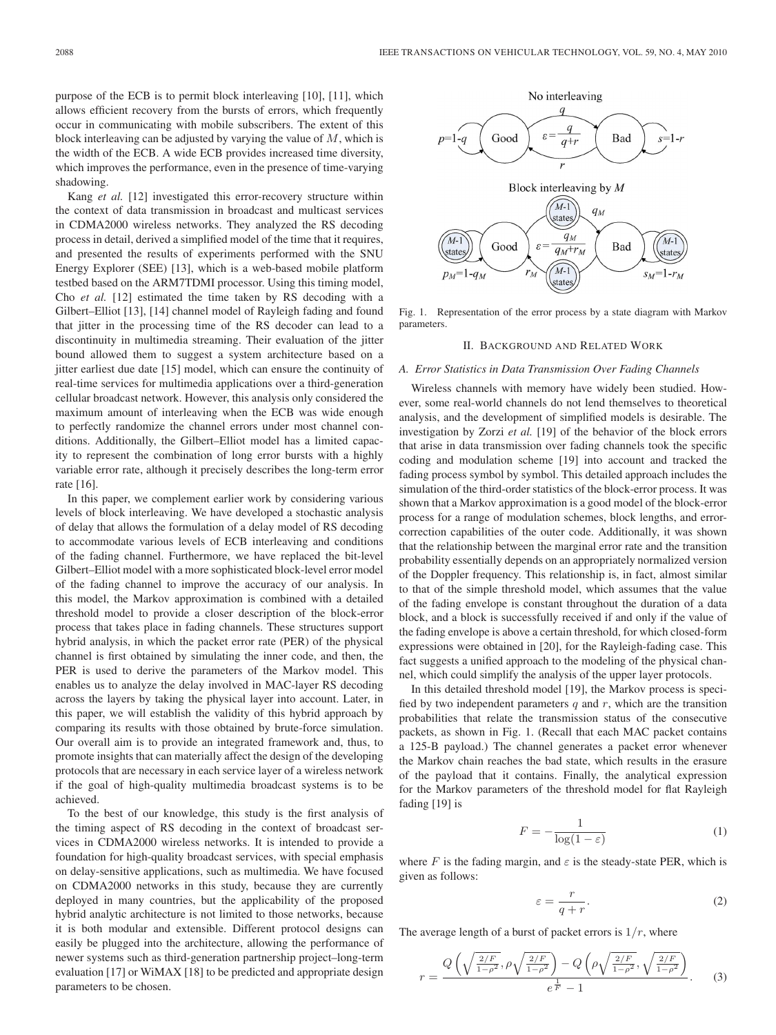purpose of the ECB is to permit block interleaving [10], [11], which allows efficient recovery from the bursts of errors, which frequently occur in communicating with mobile subscribers. The extent of this block interleaving can be adjusted by varying the value of $M$, which is the width of the ECB. A wide ECB provides increased time diversity, which improves the performance, even in the presence of time-varying shadowing.

Kang *et al.* [12] investigated this error-recovery structure within the context of data transmission in broadcast and multicast services in CDMA2000 wireless networks. They analyzed the RS decoding process in detail, derived a simplified model of the time that it requires, and presented the results of experiments performed with the SNU Energy Explorer (SEE) [13], which is a web-based mobile platform testbed based on the ARM7TDMI processor. Using this timing model, Cho *et al.* [12] estimated the time taken by RS decoding with a Gilbert–Elliot [13], [14] channel model of Rayleigh fading and found that jitter in the processing time of the RS decoder can lead to a discontinuity in multimedia streaming. Their evaluation of the jitter bound allowed them to suggest a system architecture based on a jitter earliest due date [15] model, which can ensure the continuity of real-time services for multimedia applications over a third-generation cellular broadcast network. However, this analysis only considered the maximum amount of interleaving when the ECB was wide enough to perfectly randomize the channel errors under most channel conditions. Additionally, the Gilbert–Elliot model has a limited capacity to represent the combination of long error bursts with a highly variable error rate, although it precisely describes the long-term error rate [16].

In this paper, we complement earlier work by considering various levels of block interleaving. We have developed a stochastic analysis of delay that allows the formulation of a delay model of RS decoding to accommodate various levels of ECB interleaving and conditions of the fading channel. Furthermore, we have replaced the bit-level Gilbert–Elliot model with a more sophisticated block-level error model of the fading channel to improve the accuracy of our analysis. In this model, the Markov approximation is combined with a detailed threshold model to provide a closer description of the block-error process that takes place in fading channels. These structures support hybrid analysis, in which the packet error rate (PER) of the physical channel is first obtained by simulating the inner code, and then, the PER is used to derive the parameters of the Markov model. This enables us to analyze the delay involved in MAC-layer RS decoding across the layers by taking the physical layer into account. Later, in this paper, we will establish the validity of this hybrid approach by comparing its results with those obtained by brute-force simulation. Our overall aim is to provide an integrated framework and, thus, to promote insights that can materially affect the design of the developing protocols that are necessary in each service layer of a wireless network if the goal of high-quality multimedia broadcast systems is to be achieved.

To the best of our knowledge, this study is the first analysis of the timing aspect of RS decoding in the context of broadcast services in CDMA2000 wireless networks. It is intended to provide a foundation for high-quality broadcast services, with special emphasis on delay-sensitive applications, such as multimedia. We have focused on CDMA2000 networks in this study, because they are currently deployed in many countries, but the applicability of the proposed hybrid analytic architecture is not limited to those networks, because it is both modular and extensible. Different protocol designs can easily be plugged into the architecture, allowing the performance of newer systems such as third-generation partnership project–long-term evaluation [17] or WiMAX [18] to be predicted and appropriate design parameters to be chosen.

No interleaving

$p$=1-$q$ Good $\varepsilon=\frac{q}{q+r}$ Bad $s$=1-$r$ $q$ $r$

Block interleaving by $M$

$M$-1 states Good $\varepsilon=\frac{q_M}{q_M+r_M}$ Bad $M$-1 states $q_M$ $r_M$ $p_M$=1-$q_M$ $s_M$=1-$r_M$

Fig. 1. Representation of the error process by a state diagram with Markov parameters.

## II. Background and Related Work

### A. Error Statistics in Data Transmission Over Fading Channels

Wireless channels with memory have widely been studied. However, some real-world channels do not lend themselves to theoretical analysis, and the development of simplified models is desirable. The investigation by Zorzi *et al.* [19] of the behavior of the block errors that arise in data transmission over fading channels took the specific coding and modulation scheme [19] into account and tracked the fading process symbol by symbol. This detailed approach includes the simulation of the third-order statistics of the block-error process. It was shown that a Markov approximation is a good model of the block-error process for a range of modulation schemes, block lengths, and error-correction capabilities of the outer code. Additionally, it was shown that the relationship between the marginal error rate and the transition probability essentially depends on an appropriately normalized version of the Doppler frequency. This relationship is, in fact, almost similar to that of the simple threshold model, which assumes that the value of the fading envelope is constant throughout the duration of a data block, and a block is successfully received if and only if the value of the fading envelope is above a certain threshold, for which closed-form expressions were obtained in [20], for the Rayleigh-fading case. This fact suggests a unified approach to the modeling of the physical channel, which could simplify the analysis of the upper layer protocols.

In this detailed threshold model [19], the Markov process is specified by two independent parameters $q$ and $r$, which are the transition probabilities that relate the transmission status of the consecutive packets, as shown in Fig. 1. (Recall that each MAC packet contains a 125-B payload.) The channel generates a packet error whenever the Markov chain reaches the bad state, which results in the erasure of the payload that it contains. Finally, the analytical expression for the Markov parameters of the threshold model for flat Rayleigh fading [19] is

$$F = -\frac{1}{\log(1-\varepsilon)} \tag{1}$$

where $F$ is the fading margin, and $\varepsilon$ is the steady-state PER, which is given as follows:

$$\varepsilon = \frac{r}{q+r}. \tag{2}$$

The average length of a burst of packet errors is $1/r$, where

$$r = \frac{Q\left(\sqrt{\frac{2/F}{1-\rho^2}}, \rho\sqrt{\frac{2/F}{1-\rho^2}}\right) - Q\left(\rho\sqrt{\frac{2/F}{1-\rho^2}}, \sqrt{\frac{2/F}{1-\rho^2}}\right)}{e^{\frac{1}{F}}-1}. \tag{3}$$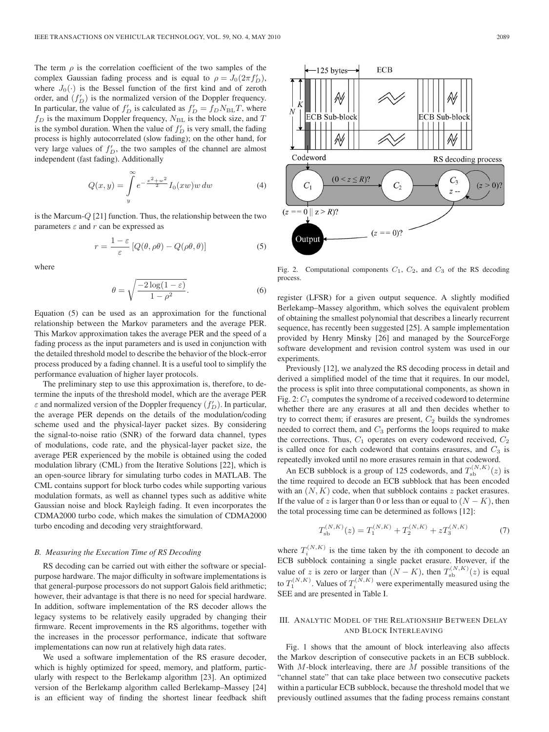The term $\rho$ is the correlation coefficient of the two samples of the complex Gaussian fading process and is equal to $\rho = J_0(2\pi f'_D)$, where $J_0(\cdot)$ is the Bessel function of the first kind and of zeroth order, and $(f'_D)$ is the normalized version of the Doppler frequency. In particular, the value of $f'_D$ is calculated as $f'_D = f_D N_{\rm BL} T$, where $f_D$ is the maximum Doppler frequency, $N_{\rm BL}$ is the block size, and $T$ is the symbol duration. When the value of $f'_D$ is very small, the fading process is highly autocorrelated (slow fading); on the other hand, for very large values of $f'_D$, the two samples of the channel are almost independent (fast fading). Additionally

$$Q(x, y) = \int_{y}^{\infty} e^{-\frac{x^2+w^2}{2}} I_0(xw) w \, dw \tag{4}$$

is the Marcum-$Q$ [21] function. Thus, the relationship between the two parameters $\varepsilon$ and $r$ can be expressed as

$$r = \frac{1-\varepsilon}{\varepsilon} \left[ Q(\theta, \rho\theta) - Q(\rho\theta, \theta) \right] \tag{5}$$

where

$$\theta = \sqrt{\frac{-2\log(1-\varepsilon)}{1-\rho^2}}. \tag{6}$$

Equation (5) can be used as an approximation for the functional relationship between the Markov parameters and the average PER. This Markov approximation takes the average PER and the speed of a fading process as the input parameters and is used in conjunction with the detailed threshold model to describe the behavior of the block-error process produced by a fading channel. It is a useful tool to simplify the performance evaluation of higher layer protocols.

The preliminary step to use this approximation is, therefore, to determine the inputs of the threshold model, which are the average PER $\varepsilon$ and normalized version of the Doppler frequency $(f'_D)$. In particular, the average PER depends on the details of the modulation/coding scheme used and the physical-layer packet sizes. By considering the signal-to-noise ratio (SNR) of the forward data channel, types of modulations, code rate, and the physical-layer packet size, the average PER experienced by the mobile is obtained using the coded modulation library (CML) from the Iterative Solutions [22], which is an open-source library for simulating turbo codes in MATLAB. The CML contains support for block turbo codes while supporting various modulation formats, as well as channel types such as additive white Gaussian noise and block Rayleigh fading. It even incorporates the CDMA2000 turbo code, which makes the simulation of CDMA2000 turbo encoding and decoding very straightforward.

### B. Measuring the Execution Time of RS Decoding

RS decoding can be carried out with either the software or special-purpose hardware. The major difficulty in software implementations is that general-purpose processors do not support Galois field arithmetic; however, their advantage is that there is no need for special hardware. In addition, software implementation of the RS decoder allows the legacy systems to be relatively easily upgraded by changing their firmware. Recent improvements in the RS algorithms, together with the increases in the processor performance, indicate that software implementations can now run at relatively high data rates.

We used a software implementation of the RS erasure decoder, which is highly optimized for speed, memory, and platform, particularly with respect to the Berlekamp algorithm [23]. An optimized version of the Berlekamp algorithm called Berlekamp–Massey [24] is an efficient way of finding the shortest linear feedback shift register (LFSR) for a given output sequence. A slightly modified Berlekamp–Massey algorithm, which solves the equivalent problem of obtaining the smallest polynomial that describes a linearly recurrent sequence, has recently been suggested [25]. A sample implementation provided by Henry Minsky [26] and managed by the SourceForge software development and revision control system was used in our experiments.

125 bytes
ECB
K
N
ECB Sub-block
ECB Sub-block
Codeword
RS decoding process
$C_1$
$(0 < z \leq R)$?
$C_2$
$C_3$
$z$ --
$(z > 0)$?
$(z == 0 \,||\, z > R)$?
$(z == 0)$?
Output

Fig. 2. Computational components $C_1$, $C_2$, and $C_3$ of the RS decoding process.

Previously [12], we analyzed the RS decoding process in detail and derived a simplified model of the time that it requires. In our model, the process is split into three computational components, as shown in Fig. 2: $C_1$ computes the syndrome of a received codeword to determine whether there are any erasures at all and then decides whether to try to correct them; if erasures are present, $C_2$ builds the syndromes needed to correct them, and $C_3$ performs the loops required to make the corrections. Thus, $C_1$ operates on every codeword received, $C_2$ is called once for each codeword that contains erasures, and $C_3$ is repeatedly invoked until no more erasures remain in that codeword.

An ECB subblock is a group of 125 codewords, and $T_{\rm sb}^{(N,K)}(z)$ is the time required to decode an ECB subblock that has been encoded with an $(N, K)$ code, when that subblock contains $z$ packet erasures. If the value of $z$ is larger than 0 or less than or equal to $(N-K)$, then the total processing time can be determined as follows [12]:

$$T_{\rm sb}^{(N,K)}(z) = T_1^{(N,K)} + T_2^{(N,K)} + zT_3^{(N,K)} \tag{7}$$

where $T_i^{(N,K)}$ is the time taken by the $i$th component to decode an ECB subblock containing a single packet erasure. However, if the value of $z$ is zero or larger than $(N-K)$, then $T_{\rm sb}^{(N,K)}(z)$ is equal to $T_1^{(N,K)}$. Values of $T_i^{(N,K)}$ were experimentally measured using the SEE and are presented in Table I.

## III. Analytic Model of the Relationship Between Delay and Block Interleaving

Fig. 1 shows that the amount of block interleaving also affects the Markov description of consecutive packets in an ECB subblock. With $M$-block interleaving, there are $M$ possible transitions of the "channel state" that can take place between two consecutive packets within a particular ECB subblock, because the threshold model that we previously outlined assumes that the fading process remains constant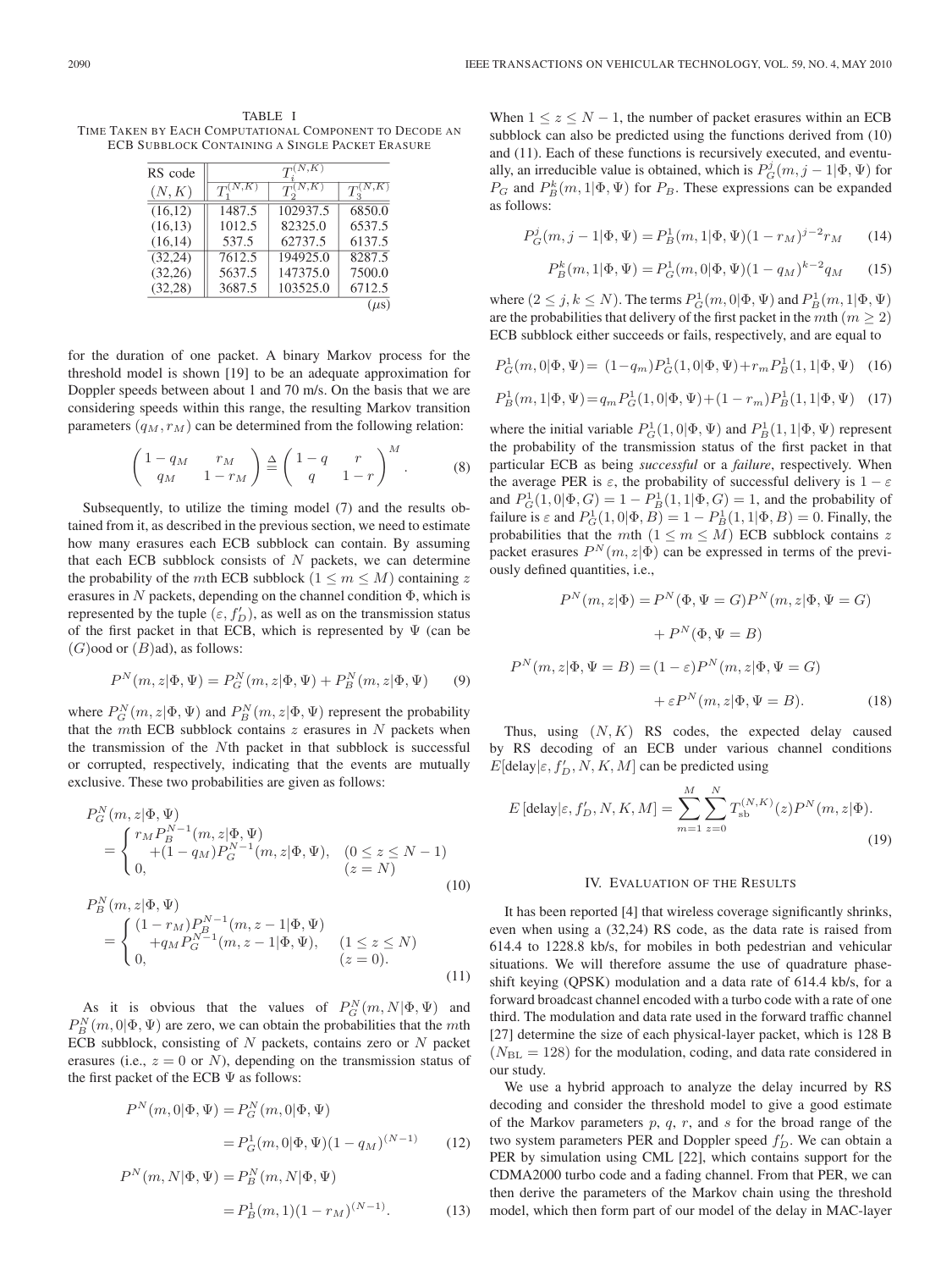TABLE I
TIME TAKEN BY EACH COMPUTATIONAL COMPONENT TO DECODE AN ECB SUBBLOCK CONTAINING A SINGLE PACKET ERASURE

| RS code | $T_i^{(N,K)}$ | | |
|---|---|---|---|
| $(N,K)$ | $T_1^{(N,K)}$ | $T_2^{(N,K)}$ | $T_3^{(N,K)}$ |
| (16,12) | 1487.5 | 102937.5 | 6850.0 |
| (16,13) | 1012.5 | 82325.0 | 6537.5 |
| (16,14) | 537.5 | 62737.5 | 6137.5 |
| (32,24) | 7612.5 | 194925.0 | 8287.5 |
| (32,26) | 5637.5 | 147375.0 | 7500.0 |
| (32,28) | 3687.5 | 103525.0 | 6712.5 |

($\mu$s)

for the duration of one packet. A binary Markov process for the threshold model is shown [19] to be an adequate approximation for Doppler speeds between about 1 and 70 m/s. On the basis that we are considering speeds within this range, the resulting Markov transition parameters $(q_M, r_M)$ can be determined from the following relation:

$$\begin{pmatrix} 1-q_M & r_M \\ q_M & 1-r_M \end{pmatrix} \triangleq \begin{pmatrix} 1-q & r \\ q & 1-r \end{pmatrix}^M. \tag{8}$$

Subsequently, to utilize the timing model (7) and the results obtained from it, as described in the previous section, we need to estimate how many erasures each ECB subblock can contain. By assuming that each ECB subblock consists of $N$ packets, we can determine the probability of the $m$th ECB subblock $(1 \leq m \leq M)$ containing $z$ erasures in $N$ packets, depending on the channel condition $\Phi$, which is represented by the tuple $(\varepsilon, f'_D)$, as well as on the transmission status of the first packet in that ECB, which is represented by $\Psi$ (can be $(G)$ood or $(B)$ad), as follows:

$$P^N(m, z|\Phi, \Psi) = P_G^N(m, z|\Phi, \Psi) + P_B^N(m, z|\Phi, \Psi) \tag{9}$$

where $P_G^N(m, z|\Phi, \Psi)$ and $P_B^N(m, z|\Phi, \Psi)$ represent the probability that the $m$th ECB subblock contains $z$ erasures in $N$ packets when the transmission of the $N$th packet in that subblock is successful or corrupted, respectively, indicating that the events are mutually exclusive. These two probabilities are given as follows:

$$P_G^N(m, z|\Phi, \Psi) = \begin{cases} r_M P_B^{N-1}(m, z|\Phi, \Psi) \\ \quad +(1-q_M)P_G^{N-1}(m, z|\Phi, \Psi), & (0 \leq z \leq N-1) \\ 0, & (z = N) \end{cases} \tag{10}$$

$$P_B^N(m, z|\Phi, \Psi) = \begin{cases} (1-r_M)P_B^{N-1}(m, z-1|\Phi, \Psi) \\ \quad +q_M P_G^{N-1}(m, z-1|\Phi, \Psi), & (1 \leq z \leq N) \\ 0, & (z = 0). \end{cases} \tag{11}$$

As it is obvious that the values of $P_G^N(m, N|\Phi, \Psi)$ and $P_B^N(m, 0|\Phi, \Psi)$ are zero, we can obtain the probabilities that the $m$th ECB subblock, consisting of $N$ packets, contains zero or $N$ packet erasures (i.e., $z = 0$ or $N$), depending on the transmission status of the first packet of the ECB $\Psi$ as follows:

$$P^N(m, 0|\Phi, \Psi) = P_G^N(m, 0|\Phi, \Psi) = P_G^1(m, 0|\Phi, \Psi)(1-q_M)^{(N-1)} \tag{12}$$

$$P^N(m, N|\Phi, \Psi) = P_B^N(m, N|\Phi, \Psi) = P_B^1(m, 1)(1-r_M)^{(N-1)}. \tag{13}$$

When $1 \leq z \leq N-1$, the number of packet erasures within an ECB subblock can also be predicted using the functions derived from (10) and (11). Each of these functions is recursively executed, and eventually, an irreducible value is obtained, which is $P_G^j(m, j-1|\Phi, \Psi)$ for $P_G$ and $P_B^k(m, 1|\Phi, \Psi)$ for $P_B$. These expressions can be expanded as follows:

$$P_G^j(m, j-1|\Phi, \Psi) = P_B^1(m, 1|\Phi, \Psi)(1-r_M)^{j-2} r_M \tag{14}$$

$$P_B^k(m, 1|\Phi, \Psi) = P_G^1(m, 0|\Phi, \Psi)(1-q_M)^{k-2} q_M \tag{15}$$

where $(2 \leq j, k \leq N)$. The terms $P_G^1(m, 0|\Phi, \Psi)$ and $P_B^1(m, 1|\Phi, \Psi)$ are the probabilities that delivery of the first packet in the $m$th $(m \geq 2)$ ECB subblock either succeeds or fails, respectively, and are equal to

$$P_G^1(m, 0|\Phi, \Psi) = (1-q_m)P_G^1(1, 0|\Phi, \Psi) + r_m P_B^1(1, 1|\Phi, \Psi) \tag{16}$$

$$P_B^1(m, 1|\Phi, \Psi) = q_m P_G^1(1, 0|\Phi, \Psi) + (1-r_m)P_B^1(1, 1|\Phi, \Psi) \tag{17}$$

where the initial variable $P_G^1(1, 0|\Phi, \Psi)$ and $P_B^1(1, 1|\Phi, \Psi)$ represent the probability of the transmission status of the first packet in that particular ECB as being *successful* or a *failure*, respectively. When the average PER is $\varepsilon$, the probability of successful delivery is $1-\varepsilon$ and $P_G^1(1, 0|\Phi, G) = 1 - P_B^1(1, 1|\Phi, G) = 1$, and the probability of failure is $\varepsilon$ and $P_G^1(1, 0|\Phi, B) = 1 - P_B^1(1, 1|\Phi, B) = 0$. Finally, the probabilities that the $m$th $(1 \leq m \leq M)$ ECB subblock contains $z$ packet erasures $P^N(m, z|\Phi)$ can be expressed in terms of the previously defined quantities, i.e.,

$$\begin{aligned} P^N(m, z|\Phi) &= P^N(\Phi, \Psi = G)P^N(m, z|\Phi, \Psi = G) \\ &\quad + P^N(\Phi, \Psi = B) \\ P^N(m, z|\Phi, \Psi = B) &= (1-\varepsilon)P^N(m, z|\Phi, \Psi = G) \\ &\quad + \varepsilon P^N(m, z|\Phi, \Psi = B). \end{aligned} \tag{18}$$

Thus, using $(N, K)$ RS codes, the expected delay caused by RS decoding of an ECB under various channel conditions $E[\text{delay}|\varepsilon, f'_D, N, K, M]$ can be predicted using

$$E[\text{delay}|\varepsilon, f'_D, N, K, M] = \sum_{m=1}^{M} \sum_{z=0}^{N} T_{\text{sb}}^{(N,K)}(z) P^N(m, z|\Phi). \tag{19}$$

## IV. Evaluation of the Results

It has been reported [4] that wireless coverage significantly shrinks, even when using a (32,24) RS code, as the data rate is raised from 614.4 to 1228.8 kb/s, for mobiles in both pedestrian and vehicular situations. We will therefore assume the use of quadrature phase-shift keying (QPSK) modulation and a data rate of 614.4 kb/s, for a forward broadcast channel encoded with a turbo code with a rate of one third. The modulation and data rate used in the forward traffic channel [27] determine the size of each physical-layer packet, which is 128 B ($N_{\text{BL}} = 128$) for the modulation, coding, and data rate considered in our study.

We use a hybrid approach to analyze the delay incurred by RS decoding and consider the threshold model to give a good estimate of the Markov parameters $p$, $q$, $r$, and $s$ for the broad range of the two system parameters PER and Doppler speed $f'_D$. We can obtain a PER by simulation using CML [22], which contains support for the CDMA2000 turbo code and a fading channel. From that PER, we can then derive the parameters of the Markov chain using the threshold model, which then form part of our model of the delay in MAC-layer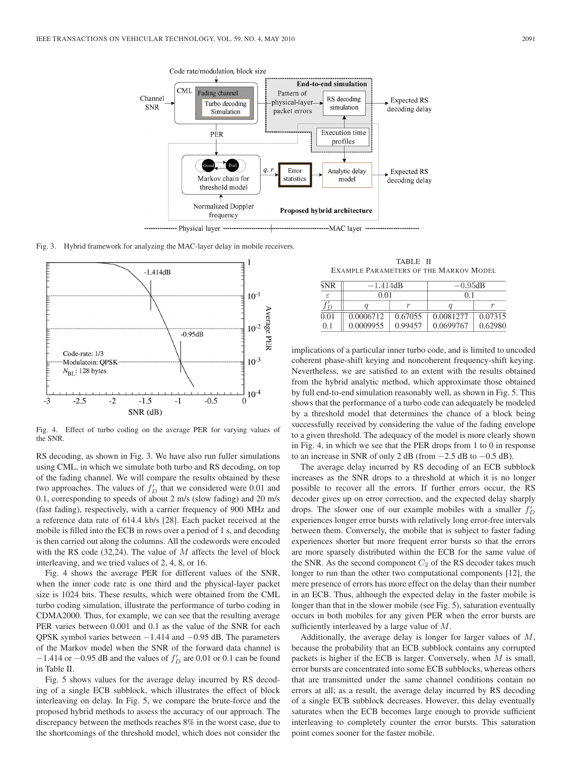Code rate/modulation, block size

CML

Fading channel

Turbo decoding Simulation

Channel SNR

End-to-end simulation

Pattern of physical-layer packet errors

RS decoding simulation

Expected RS decoding delay

Execution time profiles

PER

Good Bad

Markov chain for threshold model

$q$, $r$

Error statistics

Analytic delay model

Expected RS decoding delay

Normalized Doppler frequency

Proposed hybrid architecture

Physical layer

MAC layer

Fig. 3. Hybrid framework for analyzing the MAC-layer delay in mobile receivers.

-1.414dB

-0.95dB

Code-rate: 1/3

Modulatoin: QPSK

$N_{\rm BL}$: 128 bytes

Average PER

1

$10^{-1}$

$10^{-2}$

$10^{-3}$

$10^{-4}$

-3 -2.5 -2 -1.5 -1 -0.5 0

SNR (dB)

Fig. 4. Effect of turbo coding on the average PER for varying values of the SNR.

RS decoding, as shown in Fig. 3. We have also run fuller simulations using CML, in which we simulate both turbo and RS decoding, on top of the fading channel. We will compare the results obtained by these two approaches. The values of $f'_D$ that we considered were 0.01 and 0.1, corresponding to speeds of about 2 m/s (slow fading) and 20 m/s (fast fading), respectively, with a carrier frequency of 900 MHz and a reference data rate of 614.4 kb/s [28]. Each packet received at the mobile is filled into the ECB in rows over a period of 1 s, and decoding is then carried out along the columns. All the codewords were encoded with the RS code (32,24). The value of $M$ affects the level of block interleaving, and we tried values of 2, 4, 8, or 16.

Fig. 4 shows the average PER for different values of the SNR, when the inner code rate is one third and the physical-layer packet size is 1024 bits. These results, which were obtained from the CML turbo coding simulation, illustrate the performance of turbo coding in CDMA2000. Thus, for example, we can see that the resulting average PER varies between 0.001 and 0.1 as the value of the SNR for each QPSK symbol varies between $-1.414$ and $-0.95$ dB. The parameters of the Markov model when the SNR of the forward data channel is $-1.414$ or $-0.95$ dB and the values of $f'_D$ are 0.01 or 0.1 can be found in Table II.

Fig. 5 shows values for the average delay incurred by RS decoding of a single ECB subblock, which illustrates the effect of block interleaving on delay. In Fig. 5, we compare the brute-force and the proposed hybrid methods to assess the accuracy of our approach. The discrepancy between the methods reaches 8% in the worst case, due to the shortcomings of the threshold model, which does not consider the implications of a particular inner turbo code, and is limited to uncoded coherent phase-shift keying and noncoherent frequency-shift keying. Nevertheless, we are satisfied to an extent with the results obtained from the hybrid analytic method, which approximate those obtained by full end-to-end simulation reasonably well, as shown in Fig. 5. This shows that the performance of a turbo code can adequately be modeled by a threshold model that determines the chance of a block being successfully received by considering the value of the fading envelope to a given threshold. The adequacy of the model is more clearly shown in Fig. 4, in which we see that the PER drops from 1 to 0 in response to an increase in SNR of only 2 dB (from $-2.5$ dB to $-0.5$ dB).

TABLE II
EXAMPLE PARAMETERS OF THE MARKOV MODEL

| SNR | $-1.414$dB | | $-0.95$dB | |
|---|---|---|---|---|
| $\varepsilon$ | 0.01 | | 0.1 | |
| $f'_D$ | $q$ | $r$ | $q$ | $r$ |
| 0.01 | 0.0006712 | 0.67055 | 0.0081277 | 0.07315 |
| 0.1 | 0.0009955 | 0.99457 | 0.0699767 | 0.62980 |

The average delay incurred by RS decoding of an ECB subblock increases as the SNR drops to a threshold at which it is no longer possible to recover all the errors. If further errors occur, the RS decoder gives up on error correction, and the expected delay sharply drops. The slower one of our example mobiles with a smaller $f'_D$ experiences longer error bursts with relatively long error-free intervals between them. Conversely, the mobile that is subject to faster fading experiences shorter but more frequent error bursts so that the errors are more sparsely distributed within the ECB for the same value of the SNR. As the second component $C_2$ of the RS decoder takes much longer to run than the other two computational components [12], the mere presence of errors has more effect on the delay than their number in an ECB. Thus, although the expected delay in the faster mobile is longer than that in the slower mobile (see Fig. 5), saturation eventually occurs in both mobiles for any given PER when the error bursts are sufficiently interleaved by a large value of $M$.

Additionally, the average delay is longer for larger values of $M$, because the probability that an ECB subblock contains any corrupted packets is higher if the ECB is larger. Conversely, when $M$ is small, error bursts are concentrated into some ECB subblocks, whereas others that are transmitted under the same channel conditions contain no errors at all; as a result, the average delay incurred by RS decoding of a single ECB subblock decreases. However, this delay eventually saturates when the ECB becomes large enough to provide sufficient interleaving to completely counter the error bursts. This saturation point comes sooner for the faster mobile.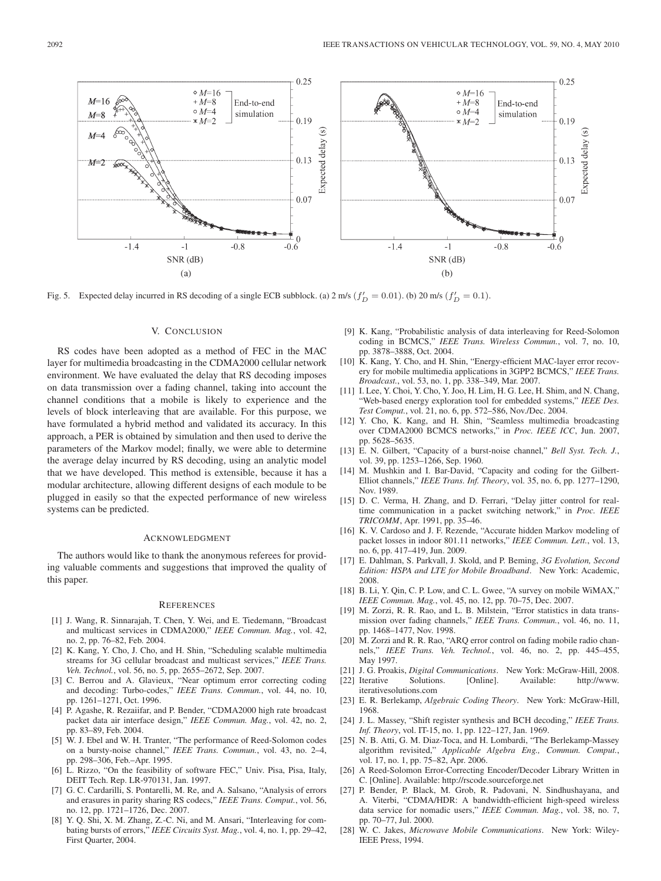M=16
M=8
M=4
M=2

◇ M=16
+ M=8
○ M=4
× M=2
End-to-end simulation

0.25
0.19
0.13
0.07
0
Expected delay (s)

-1.4
-1
-0.8
-0.6
SNR (dB)

(a)

◇ M=16
+ M=8
○ M=4
× M=2
End-to-end simulation

0.25
0.19
0.13
0.07
0
Expected delay (s)

-1.4
-1
-0.8
-0.6
SNR (dB)

(b)

Fig. 5. Expected delay incurred in RS decoding of a single ECB subblock. (a) 2 m/s ($f'_D = 0.01$). (b) 20 m/s ($f'_D = 0.1$).

## V. Conclusion

RS codes have been adopted as a method of FEC in the MAC layer for multimedia broadcasting in the CDMA2000 cellular network environment. We have evaluated the delay that RS decoding imposes on data transmission over a fading channel, taking into account the channel conditions that a mobile is likely to experience and the levels of block interleaving that are available. For this purpose, we have formulated a hybrid method and validated its accuracy. In this approach, a PER is obtained by simulation and then used to derive the parameters of the Markov model; finally, we were able to determine the average delay incurred by RS decoding, using an analytic model that we have developed. This method is extensible, because it has a modular architecture, allowing different designs of each module to be plugged in easily so that the expected performance of new wireless systems can be predicted.

## Acknowledgment

The authors would like to thank the anonymous referees for providing valuable comments and suggestions that improved the quality of this paper.

## References

[1] J. Wang, R. Sinnarajah, T. Chen, Y. Wei, and E. Tiedemann, "Broadcast and multicast services in CDMA2000," *IEEE Commun. Mag.*, vol. 42, no. 2, pp. 76–82, Feb. 2004.

[2] K. Kang, Y. Cho, J. Cho, and H. Shin, "Scheduling scalable multimedia streams for 3G cellular broadcast and multicast services," *IEEE Trans. Veh. Technol.*, vol. 56, no. 5, pp. 2655–2672, Sep. 2007.

[3] C. Berrou and A. Glavieux, "Near optimum error correcting coding and decoding: Turbo-codes," *IEEE Trans. Commun.*, vol. 44, no. 10, pp. 1261–1271, Oct. 1996.

[4] P. Agashe, R. Rezaiifar, and P. Bender, "CDMA2000 high rate broadcast packet data air interface design," *IEEE Commun. Mag.*, vol. 42, no. 2, pp. 83–89, Feb. 2004.

[5] W. J. Ebel and W. H. Tranter, "The performance of Reed-Solomon codes on a bursty-noise channel," *IEEE Trans. Commun.*, vol. 43, no. 2–4, pp. 298–306, Feb.–Apr. 1995.

[6] L. Rizzo, "On the feasibility of software FEC," Univ. Pisa, Pisa, Italy, DEIT Tech. Rep. LR-970131, Jan. 1997.

[7] G. C. Cardarilli, S. Pontarelli, M. Re, and A. Salsano, "Analysis of errors and erasures in parity sharing RS codecs," *IEEE Trans. Comput.*, vol. 56, no. 12, pp. 1721–1726, Dec. 2007.

[8] Y. Q. Shi, X. M. Zhang, Z.-C. Ni, and M. Ansari, "Interleaving for combating bursts of errors," *IEEE Circuits Syst. Mag.*, vol. 4, no. 1, pp. 29–42, First Quarter, 2004.

[9] K. Kang, "Probabilistic analysis of data interleaving for Reed-Solomon coding in BCMCS," *IEEE Trans. Wireless Commun.*, vol. 7, no. 10, pp. 3878–3888, Oct. 2004.

[10] K. Kang, Y. Cho, and H. Shin, "Energy-efficient MAC-layer error recovery for mobile multimedia applications in 3GPP2 BCMCS," *IEEE Trans. Broadcast.*, vol. 53, no. 1, pp. 338–349, Mar. 2007.

[11] I. Lee, Y. Choi, Y. Cho, Y. Joo, H. Lim, H. G. Lee, H. Shim, and N. Chang, "Web-based energy exploration tool for embedded systems," *IEEE Des. Test Comput.*, vol. 21, no. 6, pp. 572–586, Nov./Dec. 2004.

[12] Y. Cho, K. Kang, and H. Shin, "Seamless multimedia broadcasting over CDMA2000 BCMCS networks," in *Proc. IEEE ICC*, Jun. 2007, pp. 5628–5635.

[13] E. N. Gilbert, "Capacity of a burst-noise channel," *Bell Syst. Tech. J.*, vol. 39, pp. 1253–1266, Sep. 1960.

[14] M. Mushkin and I. Bar-David, "Capacity and coding for the Gilbert-Elliot channels," *IEEE Trans. Inf. Theory*, vol. 35, no. 6, pp. 1277–1290, Nov. 1989.

[15] D. C. Verma, H. Zhang, and D. Ferrari, "Delay jitter control for real-time communication in a packet switching network," in *Proc. IEEE TRICOMM*, Apr. 1991, pp. 35–46.

[16] K. V. Cardoso and J. F. Rezende, "Accurate hidden Markov modeling of packet losses in indoor 801.11 networks," *IEEE Commun. Lett.*, vol. 13, no. 6, pp. 417–419, Jun. 2009.

[17] E. Dahlman, S. Parkvall, J. Skold, and P. Beming, *3G Evolution, Second Edition: HSPA and LTE for Mobile Broadband*. New York: Academic, 2008.

[18] B. Li, Y. Qin, C. P. Low, and C. L. Gwee, "A survey on mobile WiMAX," *IEEE Commun. Mag.*, vol. 45, no. 12, pp. 70–75, Dec. 2007.

[19] M. Zorzi, R. R. Rao, and L. B. Milstein, "Error statistics in data transmission over fading channels," *IEEE Trans. Commun.*, vol. 46, no. 11, pp. 1468–1477, Nov. 1998.

[20] M. Zorzi and R. R. Rao, "ARQ error control on fading mobile radio channels," *IEEE Trans. Veh. Technol.*, vol. 46, no. 2, pp. 445–455, May 1997.

[21] J. G. Proakis, *Digital Communications*. New York: McGraw-Hill, 2008.

[22] Iterative Solutions. [Online]. Available: http://www.iterativesolutions.com

[23] E. R. Berlekamp, *Algebraic Coding Theory*. New York: McGraw-Hill, 1968.

[24] J. L. Massey, "Shift register synthesis and BCH decoding," *IEEE Trans. Inf. Theory*, vol. IT-15, no. 1, pp. 122–127, Jan. 1969.

[25] N. B. Atti, G. M. Diaz-Toca, and H. Lombardi, "The Berlekamp-Massey algorithm revisited," *Applicable Algebra Eng., Commun. Comput.*, vol. 17, no. 1, pp. 75–82, Apr. 2006.

[26] A Reed-Solomon Error-Correcting Encoder/Decoder Library Written in C. [Online]. Available: http://rscode.sourceforge.net

[27] P. Bender, P. Black, M. Grob, R. Padovani, N. Sindhushayana, and A. Viterbi, "CDMA/HDR: A bandwidth-efficient high-speed wireless data service for nomadic users," *IEEE Commun. Mag.*, vol. 38, no. 7, pp. 70–77, Jul. 2000.

[28] W. C. Jakes, *Microwave Mobile Communications*. New York: Wiley-IEEE Press, 1994.